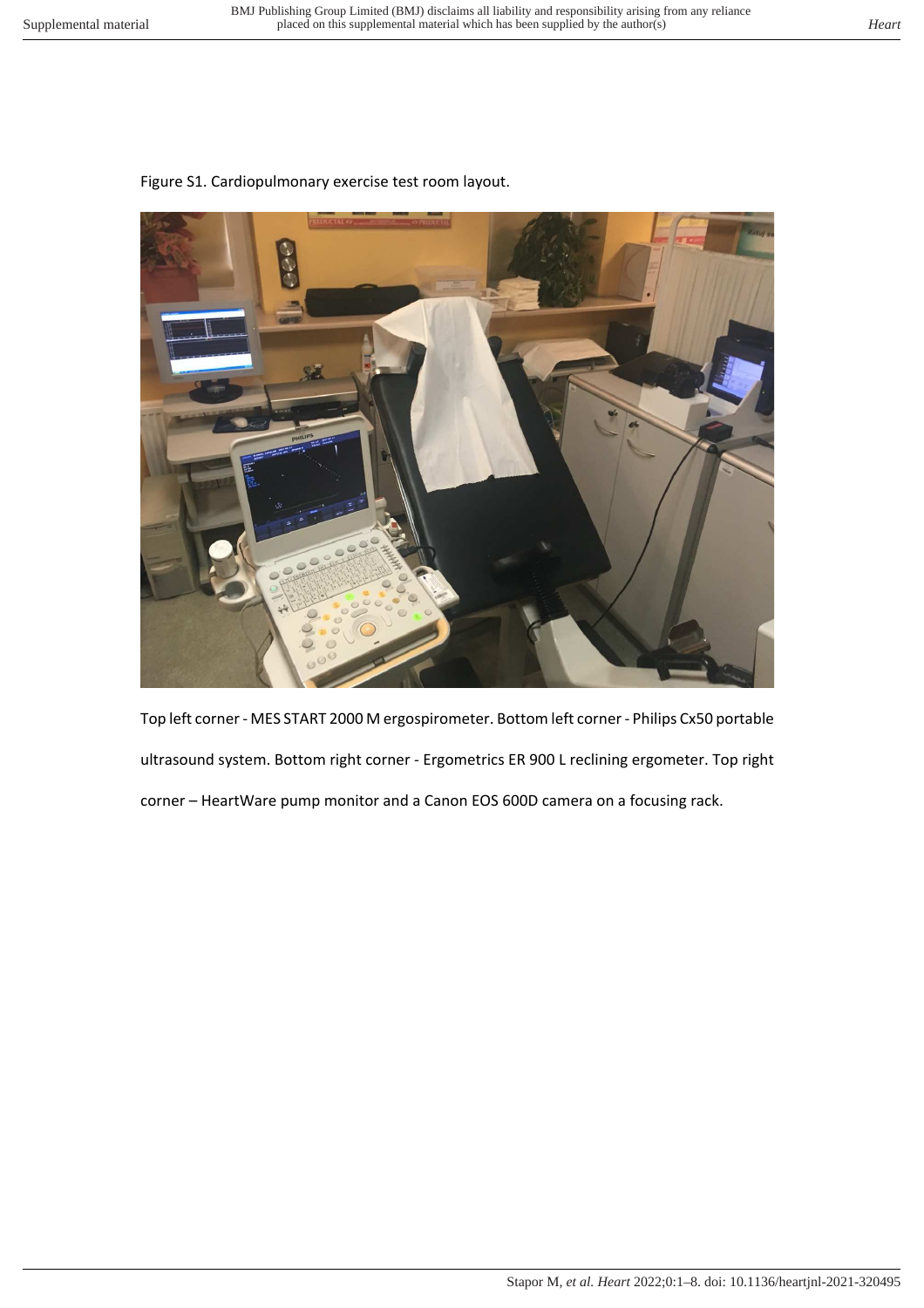Figure S1. Cardiopulmonary exercise test room layout.

Top left corner - MES START 2000 M ergospirometer. Bottom left corner - Philips Cx50 portable ultrasound system. Bottom right corner - Ergometrics ER 900 L reclining ergometer. Top right corner – HeartWare pump monitor and a Canon EOS 600D camera on a focusing rack.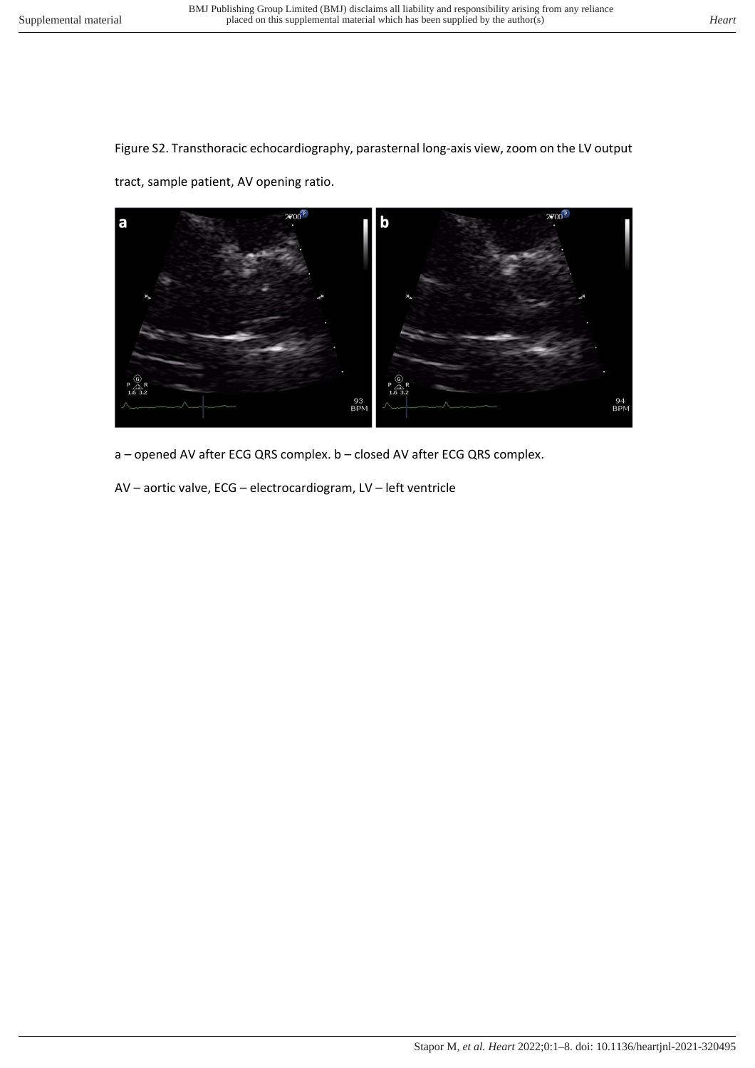Figure S2. Transthoracic echocardiography, parasternal long-axis view, zoom on the LV output tract, sample patient, AV opening ratio.

a – opened AV after ECG QRS complex. b – closed AV after ECG QRS complex.

AV – aortic valve, ECG – electrocardiogram, LV – left ventricle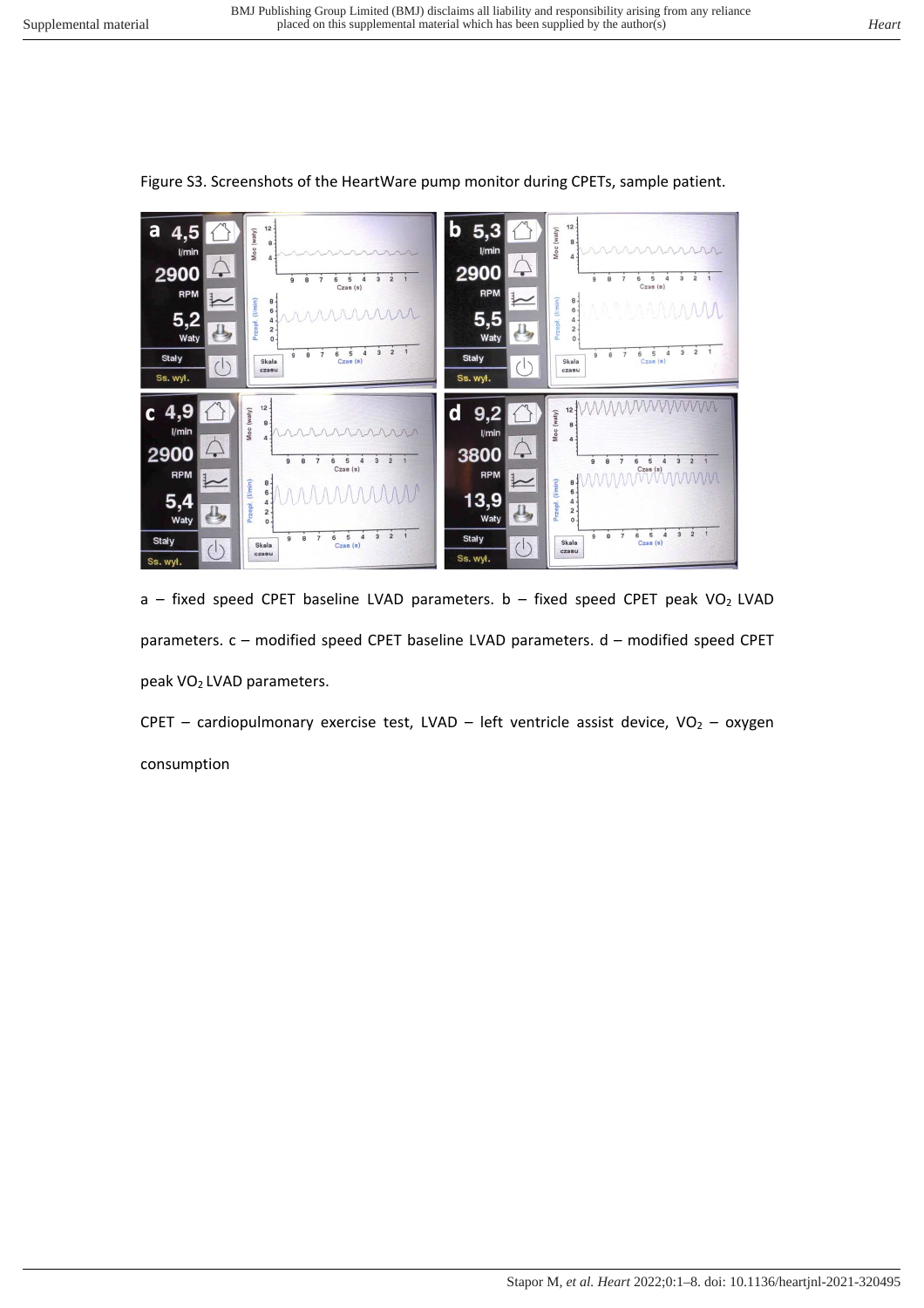Figure S3. Screenshots of the HeartWare pump monitor during CPETs, sample patient.

a 4,5 l/min 2900 RPM 5,2 Waty Stały Ss. wył.

Moc (waty) 12 8 4

9 8 7 6 5 4 3 2 1 Czas (s)

Przepł. (l/min) 8 6 4 2 0

9 8 7 6 5 4 3 2 1 Czas (s)

Skala czasu

b 5,3 l/min 2900 RPM 5,5 Waty Stały Ss. wył.

c 4,9 l/min 2900 RPM 5,4 Waty Stały Ss. wył.

d 9,2 l/min 3800 RPM 13,9 Waty Stały Ss. wył.

a – fixed speed CPET baseline LVAD parameters. b – fixed speed CPET peak $VO_2$ LVAD parameters. c – modified speed CPET baseline LVAD parameters. d – modified speed CPET peak $VO_2$ LVAD parameters.

CPET – cardiopulmonary exercise test, LVAD – left ventricle assist device, $VO_2$ – oxygen consumption